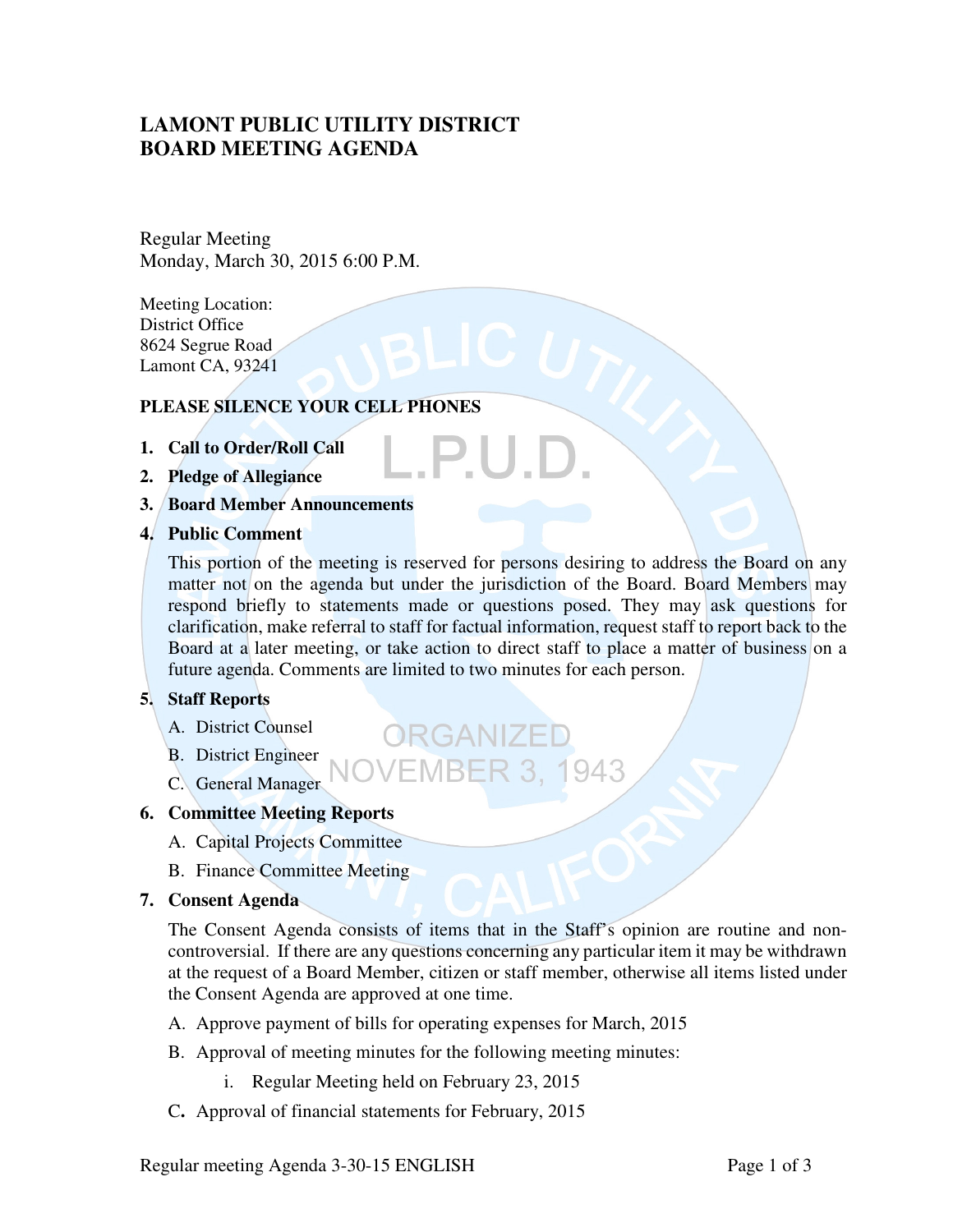# LAMONT PUBLIC UTILITY DISTRICT
# BOARD MEETING AGENDA

Regular Meeting
Monday, March 30, 2015 6:00 P.M.

Meeting Location:
District Office
8624 Segrue Road
Lamont CA, 93241

**PLEASE SILENCE YOUR CELL PHONES**

1. **Call to Order/Roll Call**
2. **Pledge of Allegiance**
3. **Board Member Announcements**
4. **Public Comment**

   This portion of the meeting is reserved for persons desiring to address the Board on any matter not on the agenda but under the jurisdiction of the Board. Board Members may respond briefly to statements made or questions posed. They may ask questions for clarification, make referral to staff for factual information, request staff to report back to the Board at a later meeting, or take action to direct staff to place a matter of business on a future agenda. Comments are limited to two minutes for each person.

5. **Staff Reports**
   - A. District Counsel
   - B. District Engineer
   - C. General Manager
6. **Committee Meeting Reports**
   - A. Capital Projects Committee
   - B. Finance Committee Meeting
7. **Consent Agenda**

   The Consent Agenda consists of items that in the Staff's opinion are routine and non-controversial. If there are any questions concerning any particular item it may be withdrawn at the request of a Board Member, citizen or staff member, otherwise all items listed under the Consent Agenda are approved at one time.

   - A. Approve payment of bills for operating expenses for March, 2015
   - B. Approval of meeting minutes for the following meeting minutes:
     - i. Regular Meeting held on February 23, 2015
   - C. Approval of financial statements for February, 2015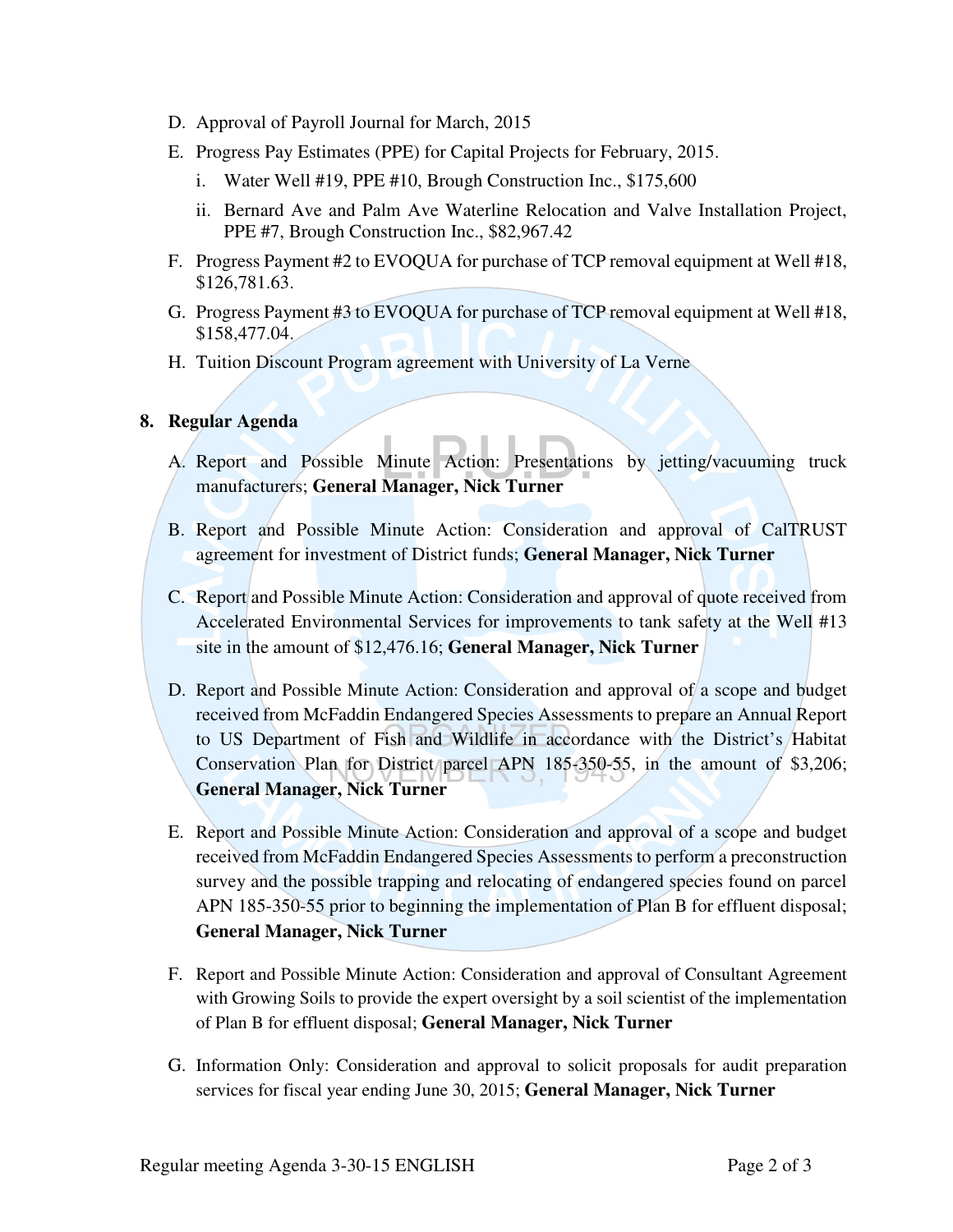D. Approval of Payroll Journal for March, 2015

E. Progress Pay Estimates (PPE) for Capital Projects for February, 2015.

   i. Water Well #19, PPE #10, Brough Construction Inc., $175,600

   ii. Bernard Ave and Palm Ave Waterline Relocation and Valve Installation Project, PPE #7, Brough Construction Inc., $82,967.42

F. Progress Payment #2 to EVOQUA for purchase of TCP removal equipment at Well #18, $126,781.63.

G. Progress Payment #3 to EVOQUA for purchase of TCP removal equipment at Well #18, $158,477.04.

H. Tuition Discount Program agreement with University of La Verne

**8. Regular Agenda**

A. Report and Possible Minute Action: Presentations by jetting/vacuuming truck manufacturers; **General Manager, Nick Turner**

B. Report and Possible Minute Action: Consideration and approval of CalTRUST agreement for investment of District funds; **General Manager, Nick Turner**

C. Report and Possible Minute Action: Consideration and approval of quote received from Accelerated Environmental Services for improvements to tank safety at the Well #13 site in the amount of $12,476.16; **General Manager, Nick Turner**

D. Report and Possible Minute Action: Consideration and approval of a scope and budget received from McFaddin Endangered Species Assessments to prepare an Annual Report to US Department of Fish and Wildlife in accordance with the District's Habitat Conservation Plan for District parcel APN 185-350-55, in the amount of $3,206; **General Manager, Nick Turner**

E. Report and Possible Minute Action: Consideration and approval of a scope and budget received from McFaddin Endangered Species Assessments to perform a preconstruction survey and the possible trapping and relocating of endangered species found on parcel APN 185-350-55 prior to beginning the implementation of Plan B for effluent disposal; **General Manager, Nick Turner**

F. Report and Possible Minute Action: Consideration and approval of Consultant Agreement with Growing Soils to provide the expert oversight by a soil scientist of the implementation of Plan B for effluent disposal; **General Manager, Nick Turner**

G. Information Only: Consideration and approval to solicit proposals for audit preparation services for fiscal year ending June 30, 2015; **General Manager, Nick Turner**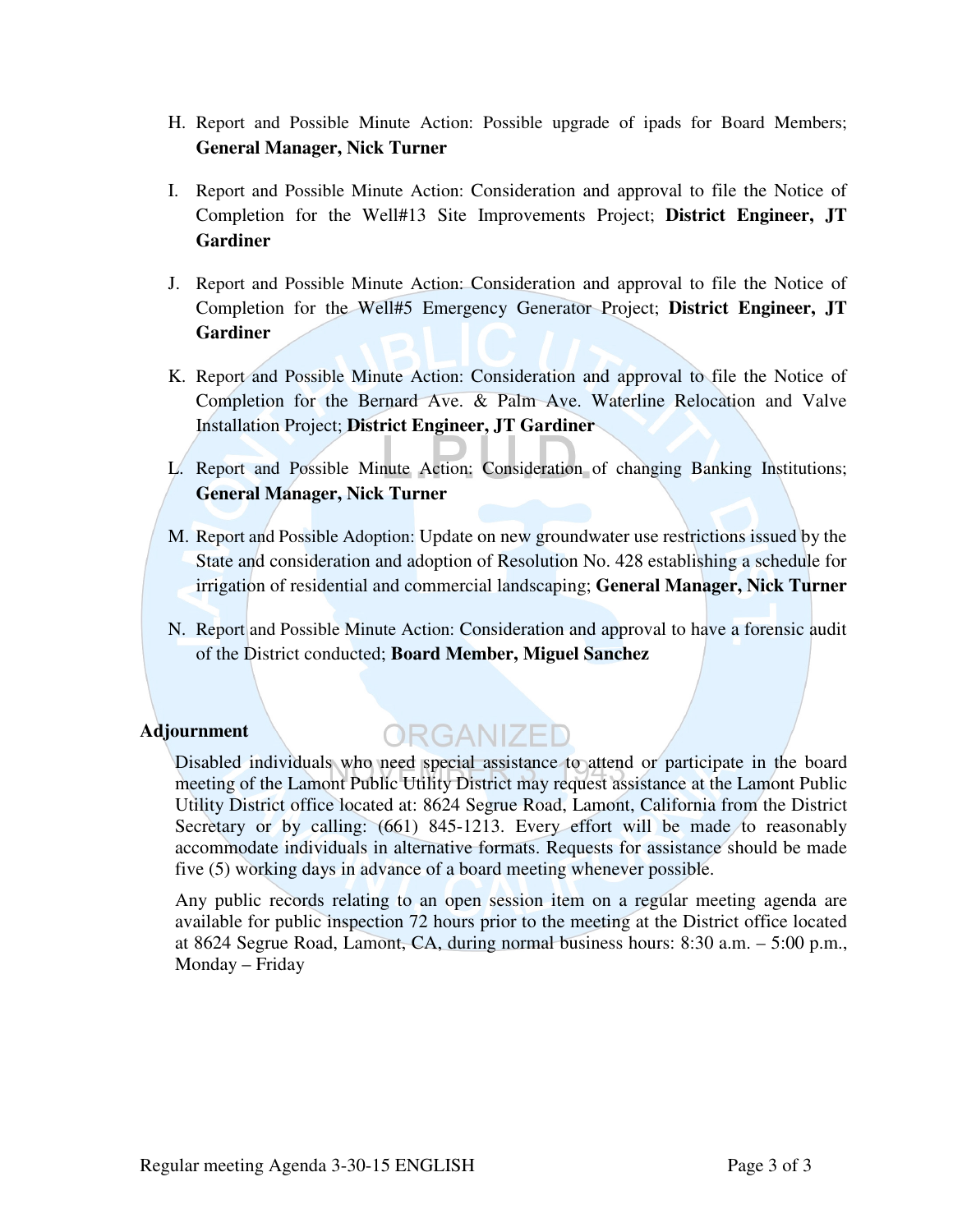H. Report and Possible Minute Action: Possible upgrade of ipads for Board Members; **General Manager, Nick Turner**

I. Report and Possible Minute Action: Consideration and approval to file the Notice of Completion for the Well#13 Site Improvements Project; **District Engineer, JT Gardiner**

J. Report and Possible Minute Action: Consideration and approval to file the Notice of Completion for the Well#5 Emergency Generator Project; **District Engineer, JT Gardiner**

K. Report and Possible Minute Action: Consideration and approval to file the Notice of Completion for the Bernard Ave. & Palm Ave. Waterline Relocation and Valve Installation Project; **District Engineer, JT Gardiner**

L. Report and Possible Minute Action: Consideration of changing Banking Institutions; **General Manager, Nick Turner**

M. Report and Possible Adoption: Update on new groundwater use restrictions issued by the State and consideration and adoption of Resolution No. 428 establishing a schedule for irrigation of residential and commercial landscaping; **General Manager, Nick Turner**

N. Report and Possible Minute Action: Consideration and approval to have a forensic audit of the District conducted; **Board Member, Miguel Sanchez**

**Adjournment**

Disabled individuals who need special assistance to attend or participate in the board meeting of the Lamont Public Utility District may request assistance at the Lamont Public Utility District office located at: 8624 Segrue Road, Lamont, California from the District Secretary or by calling: (661) 845-1213. Every effort will be made to reasonably accommodate individuals in alternative formats. Requests for assistance should be made five (5) working days in advance of a board meeting whenever possible.

Any public records relating to an open session item on a regular meeting agenda are available for public inspection 72 hours prior to the meeting at the District office located at 8624 Segrue Road, Lamont, CA, during normal business hours: 8:30 a.m. – 5:00 p.m., Monday – Friday